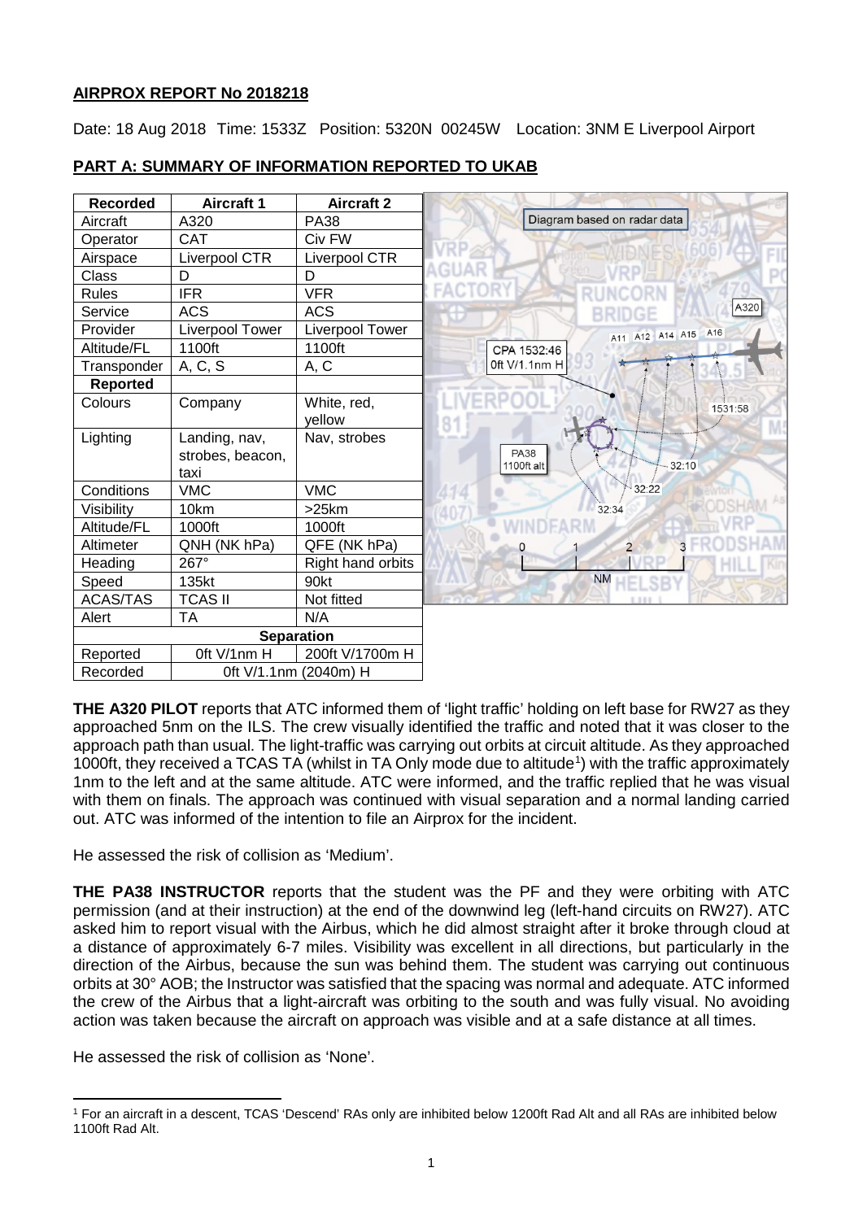**AIRPROX REPORT No 2018218**

Date: 18 Aug 2018 Time: 1533Z Position: 5320N 00245W Location: 3NM E Liverpool Airport

**PART A: SUMMARY OF INFORMATION REPORTED TO UKAB**

| Recorded | Aircraft 1 | Aircraft 2 |
|---|---|---|
| Aircraft | A320 | PA38 |
| Operator | CAT | Civ FW |
| Airspace | Liverpool CTR | Liverpool CTR |
| Class | D | D |
| Rules | IFR | VFR |
| Service | ACS | ACS |
| Provider | Liverpool Tower | Liverpool Tower |
| Altitude/FL | 1100ft | 1100ft |
| Transponder | A, C, S | A, C |
| **Reported** | | |
| Colours | Company | White, red, yellow |
| Lighting | Landing, nav, strobes, beacon, taxi | Nav, strobes |
| Conditions | VMC | VMC |
| Visibility | 10km | >25km |
| Altitude/FL | 1000ft | 1000ft |
| Altimeter | QNH (NK hPa) | QFE (NK hPa) |
| Heading | 267° | Right hand orbits |
| Speed | 135kt | 90kt |
| ACAS/TAS | TCAS II | Not fitted |
| Alert | TA | N/A |
| **Separation** | | |
| Reported | 0ft V/1nm H | 200ft V/1700m H |
| Recorded | 0ft V/1.1nm (2040m) H | |

Diagram based on radar data

**THE A320 PILOT** reports that ATC informed them of 'light traffic' holding on left base for RW27 as they approached 5nm on the ILS. The crew visually identified the traffic and noted that it was closer to the approach path than usual. The light-traffic was carrying out orbits at circuit altitude. As they approached 1000ft, they received a TCAS TA (whilst in TA Only mode due to altitude[1]) with the traffic approximately 1nm to the left and at the same altitude. ATC were informed, and the traffic replied that he was visual with them on finals. The approach was continued with visual separation and a normal landing carried out. ATC was informed of the intention to file an Airprox for the incident.

He assessed the risk of collision as 'Medium'.

**THE PA38 INSTRUCTOR** reports that the student was the PF and they were orbiting with ATC permission (and at their instruction) at the end of the downwind leg (left-hand circuits on RW27). ATC asked him to report visual with the Airbus, which he did almost straight after it broke through cloud at a distance of approximately 6-7 miles. Visibility was excellent in all directions, but particularly in the direction of the Airbus, because the sun was behind them. The student was carrying out continuous orbits at 30° AOB; the Instructor was satisfied that the spacing was normal and adequate. ATC informed the crew of the Airbus that a light-aircraft was orbiting to the south and was fully visual. No avoiding action was taken because the aircraft on approach was visible and at a safe distance at all times.

He assessed the risk of collision as 'None'.

[1] For an aircraft in a descent, TCAS 'Descend' RAs only are inhibited below 1200ft Rad Alt and all RAs are inhibited below 1100ft Rad Alt.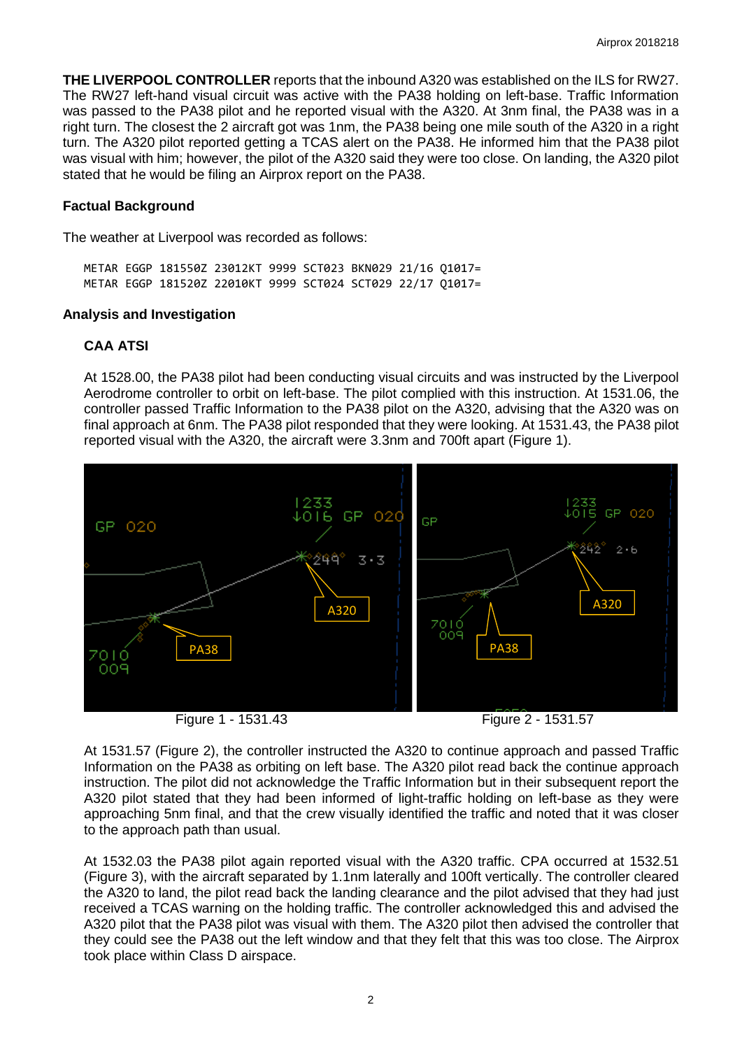**THE LIVERPOOL CONTROLLER** reports that the inbound A320 was established on the ILS for RW27. The RW27 left-hand visual circuit was active with the PA38 holding on left-base. Traffic Information was passed to the PA38 pilot and he reported visual with the A320. At 3nm final, the PA38 was in a right turn. The closest the 2 aircraft got was 1nm, the PA38 being one mile south of the A320 in a right turn. The A320 pilot reported getting a TCAS alert on the PA38. He informed him that the PA38 pilot was visual with him; however, the pilot of the A320 said they were too close. On landing, the A320 pilot stated that he would be filing an Airprox report on the PA38.

### Factual Background

The weather at Liverpool was recorded as follows:

```
METAR EGGP 181550Z 23012KT 9999 SCT023 BKN029 21/16 Q1017=
METAR EGGP 181520Z 22010KT 9999 SCT024 SCT029 22/17 Q1017=
```

### Analysis and Investigation

#### CAA ATSI

At 1528.00, the PA38 pilot had been conducting visual circuits and was instructed by the Liverpool Aerodrome controller to orbit on left-base. The pilot complied with this instruction. At 1531.06, the controller passed Traffic Information to the PA38 pilot on the A320, advising that the A320 was on final approach at 6nm. The PA38 pilot responded that they were looking. At 1531.43, the PA38 pilot reported visual with the A320, the aircraft were 3.3nm and 700ft apart (Figure 1).

Figure 1 - 1531.43

Figure 2 - 1531.57

At 1531.57 (Figure 2), the controller instructed the A320 to continue approach and passed Traffic Information on the PA38 as orbiting on left base. The A320 pilot read back the continue approach instruction. The pilot did not acknowledge the Traffic Information but in their subsequent report the A320 pilot stated that they had been informed of light-traffic holding on left-base as they were approaching 5nm final, and that the crew visually identified the traffic and noted that it was closer to the approach path than usual.

At 1532.03 the PA38 pilot again reported visual with the A320 traffic. CPA occurred at 1532.51 (Figure 3), with the aircraft separated by 1.1nm laterally and 100ft vertically. The controller cleared the A320 to land, the pilot read back the landing clearance and the pilot advised that they had just received a TCAS warning on the holding traffic. The controller acknowledged this and advised the A320 pilot that the PA38 pilot was visual with them. The A320 pilot then advised the controller that they could see the PA38 out the left window and that they felt that this was too close. The Airprox took place within Class D airspace.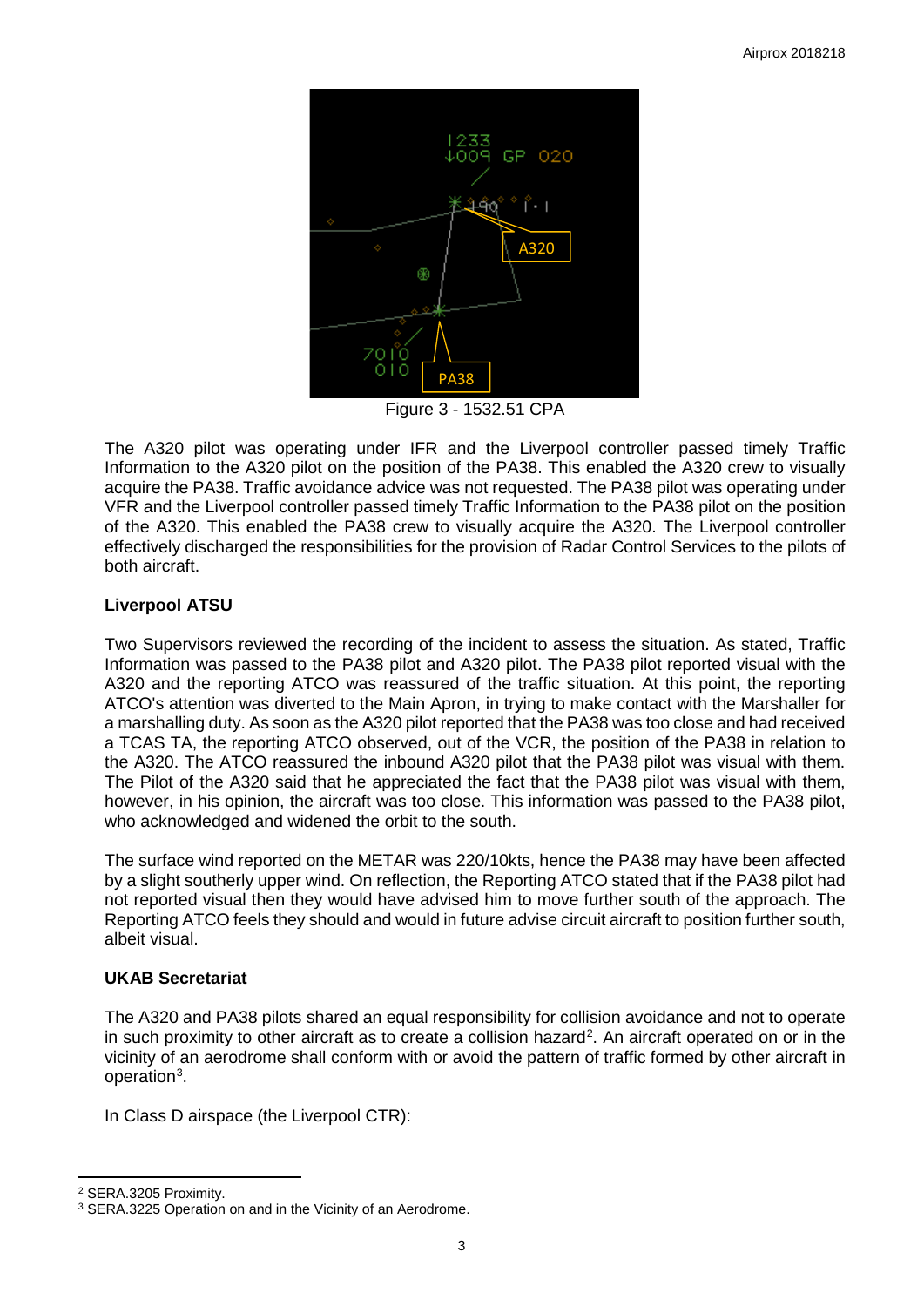Figure 3 - 1532.51 CPA

The A320 pilot was operating under IFR and the Liverpool controller passed timely Traffic Information to the A320 pilot on the position of the PA38. This enabled the A320 crew to visually acquire the PA38. Traffic avoidance advice was not requested. The PA38 pilot was operating under VFR and the Liverpool controller passed timely Traffic Information to the PA38 pilot on the position of the A320. This enabled the PA38 crew to visually acquire the A320. The Liverpool controller effectively discharged the responsibilities for the provision of Radar Control Services to the pilots of both aircraft.

**Liverpool ATSU**

Two Supervisors reviewed the recording of the incident to assess the situation. As stated, Traffic Information was passed to the PA38 pilot and A320 pilot. The PA38 pilot reported visual with the A320 and the reporting ATCO was reassured of the traffic situation. At this point, the reporting ATCO's attention was diverted to the Main Apron, in trying to make contact with the Marshaller for a marshalling duty. As soon as the A320 pilot reported that the PA38 was too close and had received a TCAS TA, the reporting ATCO observed, out of the VCR, the position of the PA38 in relation to the A320. The ATCO reassured the inbound A320 pilot that the PA38 pilot was visual with them. The Pilot of the A320 said that he appreciated the fact that the PA38 pilot was visual with them, however, in his opinion, the aircraft was too close. This information was passed to the PA38 pilot, who acknowledged and widened the orbit to the south.

The surface wind reported on the METAR was 220/10kts, hence the PA38 may have been affected by a slight southerly upper wind. On reflection, the Reporting ATCO stated that if the PA38 pilot had not reported visual then they would have advised him to move further south of the approach. The Reporting ATCO feels they should and would in future advise circuit aircraft to position further south, albeit visual.

**UKAB Secretariat**

The A320 and PA38 pilots shared an equal responsibility for collision avoidance and not to operate in such proximity to other aircraft as to create a collision hazard[2]. An aircraft operated on or in the vicinity of an aerodrome shall conform with or avoid the pattern of traffic formed by other aircraft in operation[3].

In Class D airspace (the Liverpool CTR):

[2] SERA.3205 Proximity.
[3] SERA.3225 Operation on and in the Vicinity of an Aerodrome.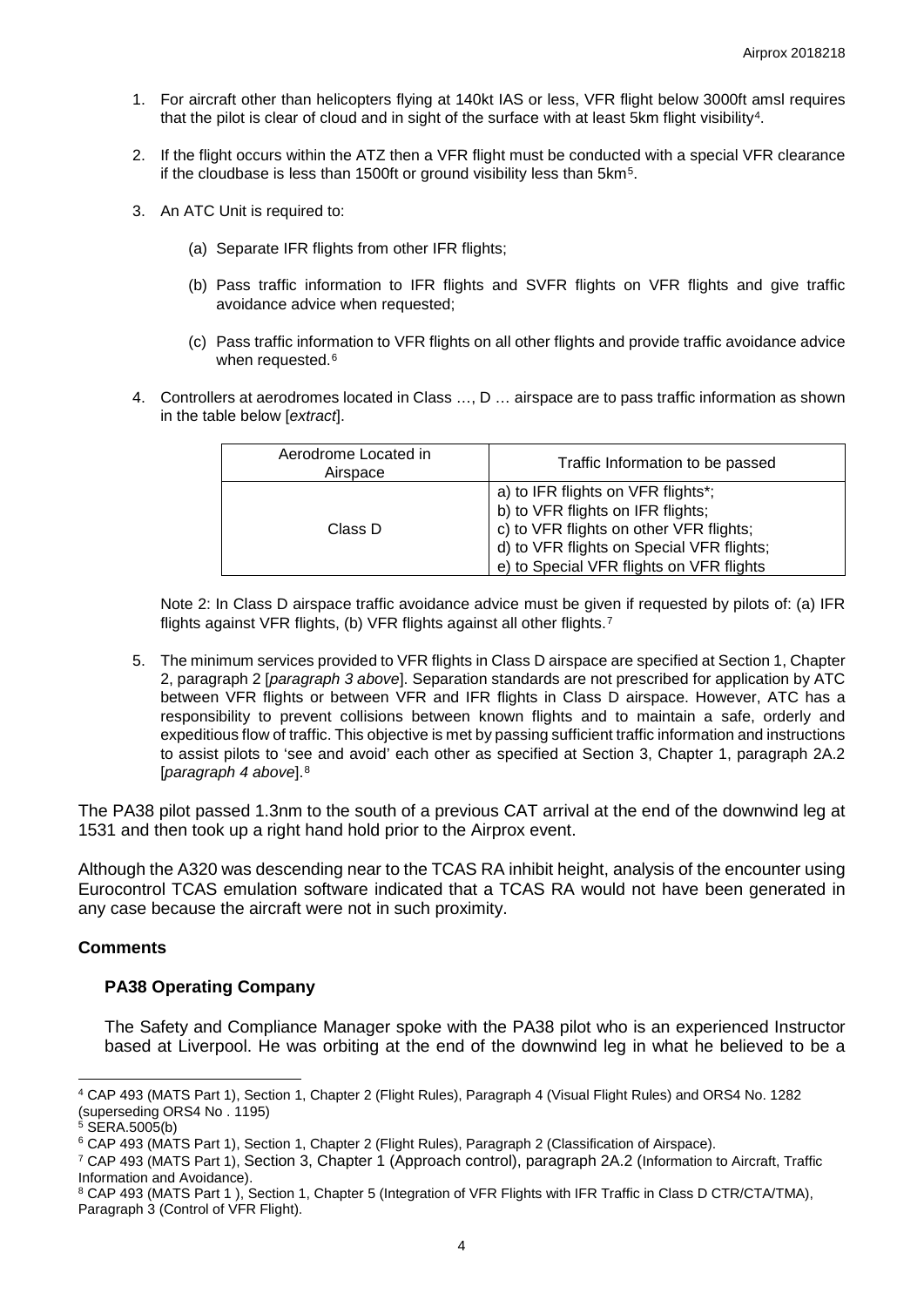1. For aircraft other than helicopters flying at 140kt IAS or less, VFR flight below 3000ft amsl requires that the pilot is clear of cloud and in sight of the surface with at least 5km flight visibility[4].

2. If the flight occurs within the ATZ then a VFR flight must be conducted with a special VFR clearance if the cloudbase is less than 1500ft or ground visibility less than 5km[5].

3. An ATC Unit is required to:

    (a) Separate IFR flights from other IFR flights;

    (b) Pass traffic information to IFR flights and SVFR flights on VFR flights and give traffic avoidance advice when requested;

    (c) Pass traffic information to VFR flights on all other flights and provide traffic avoidance advice when requested.[6]

4. Controllers at aerodromes located in Class …, D … airspace are to pass traffic information as shown in the table below [*extract*].

| Aerodrome Located in Airspace | Traffic Information to be passed |
|---|---|
| Class D | a) to IFR flights on VFR flights*;<br>b) to VFR flights on IFR flights;<br>c) to VFR flights on other VFR flights;<br>d) to VFR flights on Special VFR flights;<br>e) to Special VFR flights on VFR flights |

Note 2: In Class D airspace traffic avoidance advice must be given if requested by pilots of: (a) IFR flights against VFR flights, (b) VFR flights against all other flights.[7]

5. The minimum services provided to VFR flights in Class D airspace are specified at Section 1, Chapter 2, paragraph 2 [*paragraph 3 above*]. Separation standards are not prescribed for application by ATC between VFR flights or between VFR and IFR flights in Class D airspace. However, ATC has a responsibility to prevent collisions between known flights and to maintain a safe, orderly and expeditious flow of traffic. This objective is met by passing sufficient traffic information and instructions to assist pilots to 'see and avoid' each other as specified at Section 3, Chapter 1, paragraph 2A.2 [*paragraph 4 above*].[8]

The PA38 pilot passed 1.3nm to the south of a previous CAT arrival at the end of the downwind leg at 1531 and then took up a right hand hold prior to the Airprox event.

Although the A320 was descending near to the TCAS RA inhibit height, analysis of the encounter using Eurocontrol TCAS emulation software indicated that a TCAS RA would not have been generated in any case because the aircraft were not in such proximity.

## Comments

### PA38 Operating Company

The Safety and Compliance Manager spoke with the PA38 pilot who is an experienced Instructor based at Liverpool. He was orbiting at the end of the downwind leg in what he believed to be a

---

[4] CAP 493 (MATS Part 1), Section 1, Chapter 2 (Flight Rules), Paragraph 4 (Visual Flight Rules) and ORS4 No. 1282 (superseding ORS4 No . 1195)

[5] SERA.5005(b)

[6] CAP 493 (MATS Part 1), Section 1, Chapter 2 (Flight Rules), Paragraph 2 (Classification of Airspace).

[7] CAP 493 (MATS Part 1), Section 3, Chapter 1 (Approach control), paragraph 2A.2 (Information to Aircraft, Traffic Information and Avoidance).

[8] CAP 493 (MATS Part 1 ), Section 1, Chapter 5 (Integration of VFR Flights with IFR Traffic in Class D CTR/CTA/TMA), Paragraph 3 (Control of VFR Flight).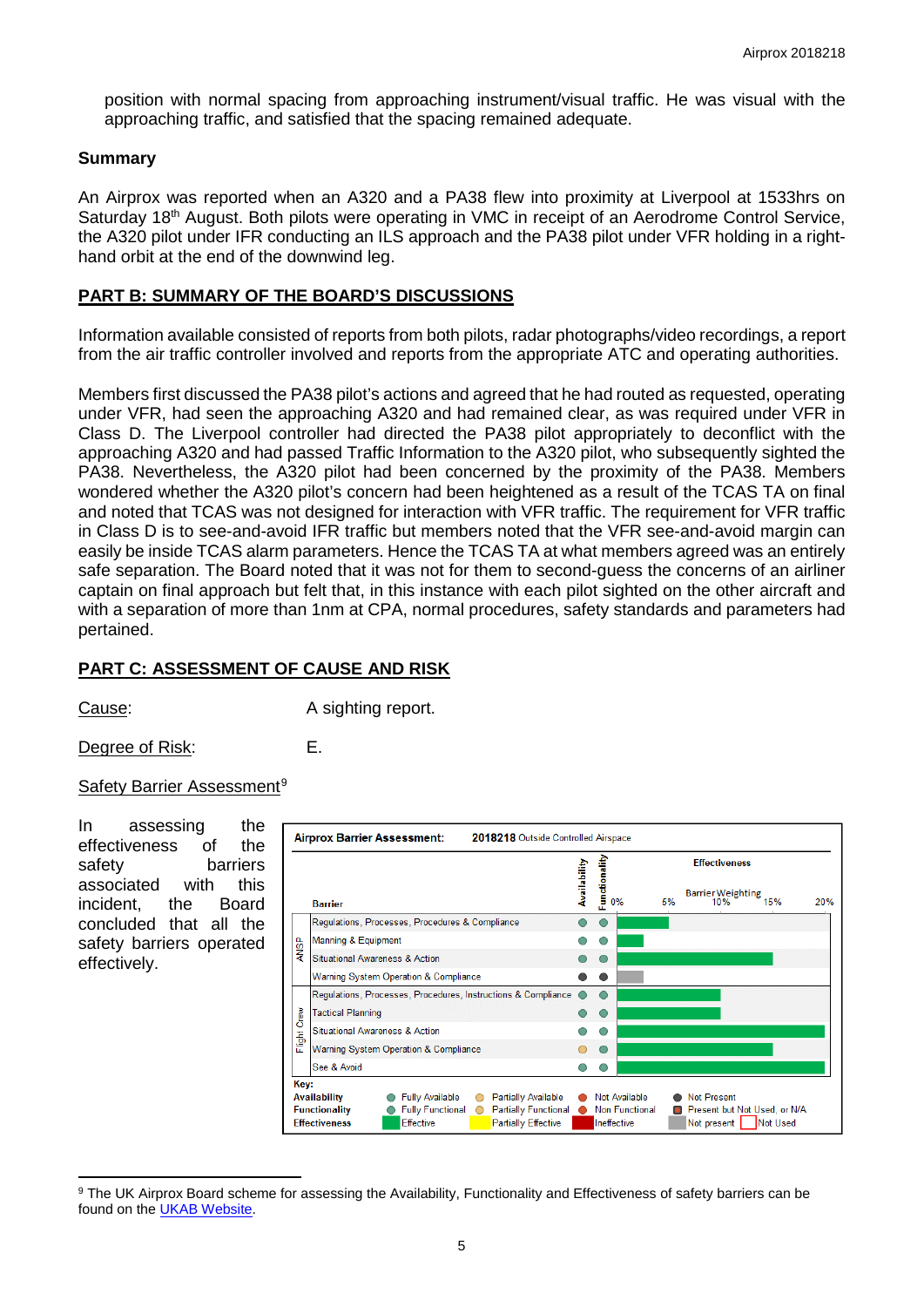position with normal spacing from approaching instrument/visual traffic. He was visual with the approaching traffic, and satisfied that the spacing remained adequate.

**Summary**

An Airprox was reported when an A320 and a PA38 flew into proximity at Liverpool at 1533hrs on Saturday 18th August. Both pilots were operating in VMC in receipt of an Aerodrome Control Service, the A320 pilot under IFR conducting an ILS approach and the PA38 pilot under VFR holding in a right-hand orbit at the end of the downwind leg.

## PART B: SUMMARY OF THE BOARD'S DISCUSSIONS

Information available consisted of reports from both pilots, radar photographs/video recordings, a report from the air traffic controller involved and reports from the appropriate ATC and operating authorities.

Members first discussed the PA38 pilot's actions and agreed that he had routed as requested, operating under VFR, had seen the approaching A320 and had remained clear, as was required under VFR in Class D. The Liverpool controller had directed the PA38 pilot appropriately to deconflict with the approaching A320 and had passed Traffic Information to the A320 pilot, who subsequently sighted the PA38. Nevertheless, the A320 pilot had been concerned by the proximity of the PA38. Members wondered whether the A320 pilot's concern had been heightened as a result of the TCAS TA on final and noted that TCAS was not designed for interaction with VFR traffic. The requirement for VFR traffic in Class D is to see-and-avoid IFR traffic but members noted that the VFR see-and-avoid margin can easily be inside TCAS alarm parameters. Hence the TCAS TA at what members agreed was an entirely safe separation. The Board noted that it was not for them to second-guess the concerns of an airliner captain on final approach but felt that, in this instance with each pilot sighted on the other aircraft and with a separation of more than 1nm at CPA, normal procedures, safety standards and parameters had pertained.

## PART C: ASSESSMENT OF CAUSE AND RISK

Cause: A sighting report.

Degree of Risk: E.

Safety Barrier Assessment[9]

In assessing the effectiveness of the safety barriers associated with this incident, the Board concluded that all the safety barriers operated effectively.

**Airprox Barrier Assessment:** **2018218** Outside Controlled Airspace

Barrier | Availability | Functionality | Effectiveness
Barrier Weighting 0% 5% 10% 15% 20%

ANSP
Regulations, Processes, Procedures & Compliance
Manning & Equipment
Situational Awareness & Action
Warning System Operation & Compliance

Flight Crew
Regulations, Processes, Procedures, Instructions & Compliance
Tactical Planning
Situational Awareness & Action
Warning System Operation & Compliance
See & Avoid

Key:
Availability: Fully Available, Partially Available, Not Available, Not Present
Functionality: Fully Functional, Partially Functional, Non Functional, Present but Not Used, or N/A
Effectiveness: Effective, Partially Effective, Ineffective, Not present, Not Used

---

[9] The UK Airprox Board scheme for assessing the Availability, Functionality and Effectiveness of safety barriers can be found on the UKAB Website.